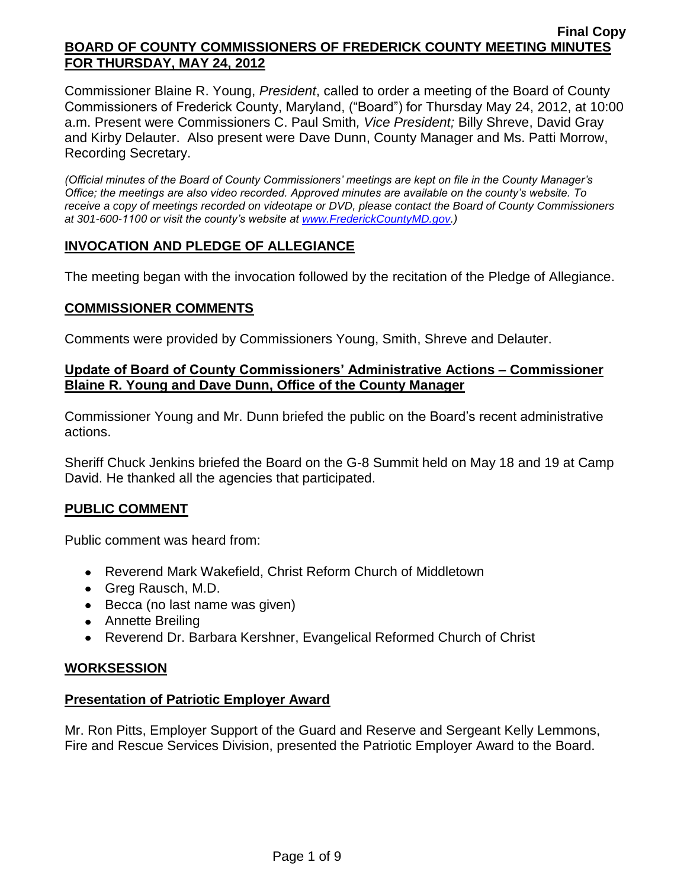**Final Copy**

**BOARD OF COUNTY COMMISSIONERS OF FREDERICK COUNTY MEETING MINUTES FOR THURSDAY, MAY 24, 2012**

Commissioner Blaine R. Young, *President*, called to order a meeting of the Board of County Commissioners of Frederick County, Maryland, ("Board") for Thursday May 24, 2012, at 10:00 a.m. Present were Commissioners C. Paul Smith*, Vice President;* Billy Shreve, David Gray and Kirby Delauter. Also present were Dave Dunn, County Manager and Ms. Patti Morrow, Recording Secretary.

*(Official minutes of the Board of County Commissioners' meetings are kept on file in the County Manager's Office; the meetings are also video recorded. Approved minutes are available on the county's website. To receive a copy of meetings recorded on videotape or DVD, please contact the Board of County Commissioners at 301-600-1100 or visit the county's website at www.FrederickCountyMD.gov.)*

## INVOCATION AND PLEDGE OF ALLEGIANCE

The meeting began with the invocation followed by the recitation of the Pledge of Allegiance.

## COMMISSIONER COMMENTS

Comments were provided by Commissioners Young, Smith, Shreve and Delauter.

### Update of Board of County Commissioners' Administrative Actions – Commissioner Blaine R. Young and Dave Dunn, Office of the County Manager

Commissioner Young and Mr. Dunn briefed the public on the Board's recent administrative actions.

Sheriff Chuck Jenkins briefed the Board on the G-8 Summit held on May 18 and 19 at Camp David. He thanked all the agencies that participated.

## PUBLIC COMMENT

Public comment was heard from:

- Reverend Mark Wakefield, Christ Reform Church of Middletown
- Greg Rausch, M.D.
- Becca (no last name was given)
- Annette Breiling
- Reverend Dr. Barbara Kershner, Evangelical Reformed Church of Christ

## WORKSESSION

### Presentation of Patriotic Employer Award

Mr. Ron Pitts, Employer Support of the Guard and Reserve and Sergeant Kelly Lemmons, Fire and Rescue Services Division, presented the Patriotic Employer Award to the Board.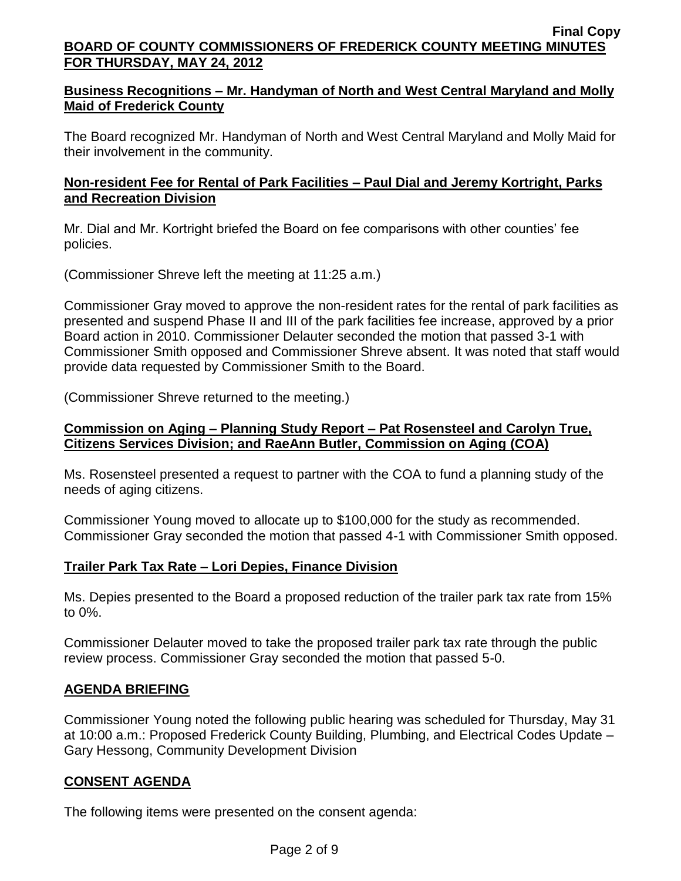**Business Recognitions – Mr. Handyman of North and West Central Maryland and Molly Maid of Frederick County**

The Board recognized Mr. Handyman of North and West Central Maryland and Molly Maid for their involvement in the community.

**Non-resident Fee for Rental of Park Facilities – Paul Dial and Jeremy Kortright, Parks and Recreation Division**

Mr. Dial and Mr. Kortright briefed the Board on fee comparisons with other counties' fee policies.

(Commissioner Shreve left the meeting at 11:25 a.m.)

Commissioner Gray moved to approve the non-resident rates for the rental of park facilities as presented and suspend Phase II and III of the park facilities fee increase, approved by a prior Board action in 2010. Commissioner Delauter seconded the motion that passed 3-1 with Commissioner Smith opposed and Commissioner Shreve absent. It was noted that staff would provide data requested by Commissioner Smith to the Board.

(Commissioner Shreve returned to the meeting.)

**Commission on Aging – Planning Study Report – Pat Rosensteel and Carolyn True, Citizens Services Division; and RaeAnn Butler, Commission on Aging (COA)**

Ms. Rosensteel presented a request to partner with the COA to fund a planning study of the needs of aging citizens.

Commissioner Young moved to allocate up to $100,000 for the study as recommended. Commissioner Gray seconded the motion that passed 4-1 with Commissioner Smith opposed.

**Trailer Park Tax Rate – Lori Depies, Finance Division**

Ms. Depies presented to the Board a proposed reduction of the trailer park tax rate from 15% to 0%.

Commissioner Delauter moved to take the proposed trailer park tax rate through the public review process. Commissioner Gray seconded the motion that passed 5-0.

**AGENDA BRIEFING**

Commissioner Young noted the following public hearing was scheduled for Thursday, May 31 at 10:00 a.m.: Proposed Frederick County Building, Plumbing, and Electrical Codes Update – Gary Hessong, Community Development Division

**CONSENT AGENDA**

The following items were presented on the consent agenda: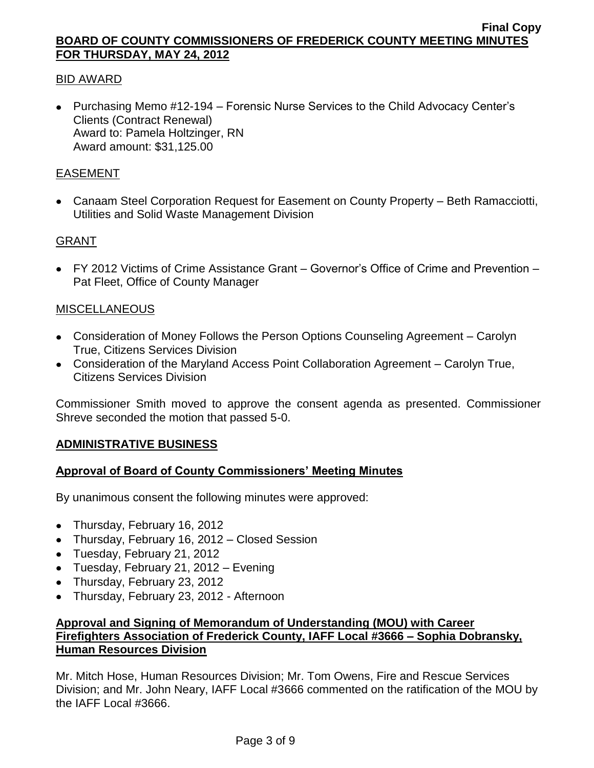BID AWARD

- Purchasing Memo #12-194 – Forensic Nurse Services to the Child Advocacy Center's Clients (Contract Renewal)
  Award to: Pamela Holtzinger, RN
  Award amount: $31,125.00

EASEMENT

- Canaam Steel Corporation Request for Easement on County Property – Beth Ramacciotti, Utilities and Solid Waste Management Division

GRANT

- FY 2012 Victims of Crime Assistance Grant – Governor's Office of Crime and Prevention – Pat Fleet, Office of County Manager

MISCELLANEOUS

- Consideration of Money Follows the Person Options Counseling Agreement – Carolyn True, Citizens Services Division
- Consideration of the Maryland Access Point Collaboration Agreement – Carolyn True, Citizens Services Division

Commissioner Smith moved to approve the consent agenda as presented. Commissioner Shreve seconded the motion that passed 5-0.

## ADMINISTRATIVE BUSINESS

### Approval of Board of County Commissioners' Meeting Minutes

By unanimous consent the following minutes were approved:

- Thursday, February 16, 2012
- Thursday, February 16, 2012 – Closed Session
- Tuesday, February 21, 2012
- Tuesday, February 21, 2012 – Evening
- Thursday, February 23, 2012
- Thursday, February 23, 2012 - Afternoon

### Approval and Signing of Memorandum of Understanding (MOU) with Career Firefighters Association of Frederick County, IAFF Local #3666 – Sophia Dobransky, Human Resources Division

Mr. Mitch Hose, Human Resources Division; Mr. Tom Owens, Fire and Rescue Services Division; and Mr. John Neary, IAFF Local #3666 commented on the ratification of the MOU by the IAFF Local #3666.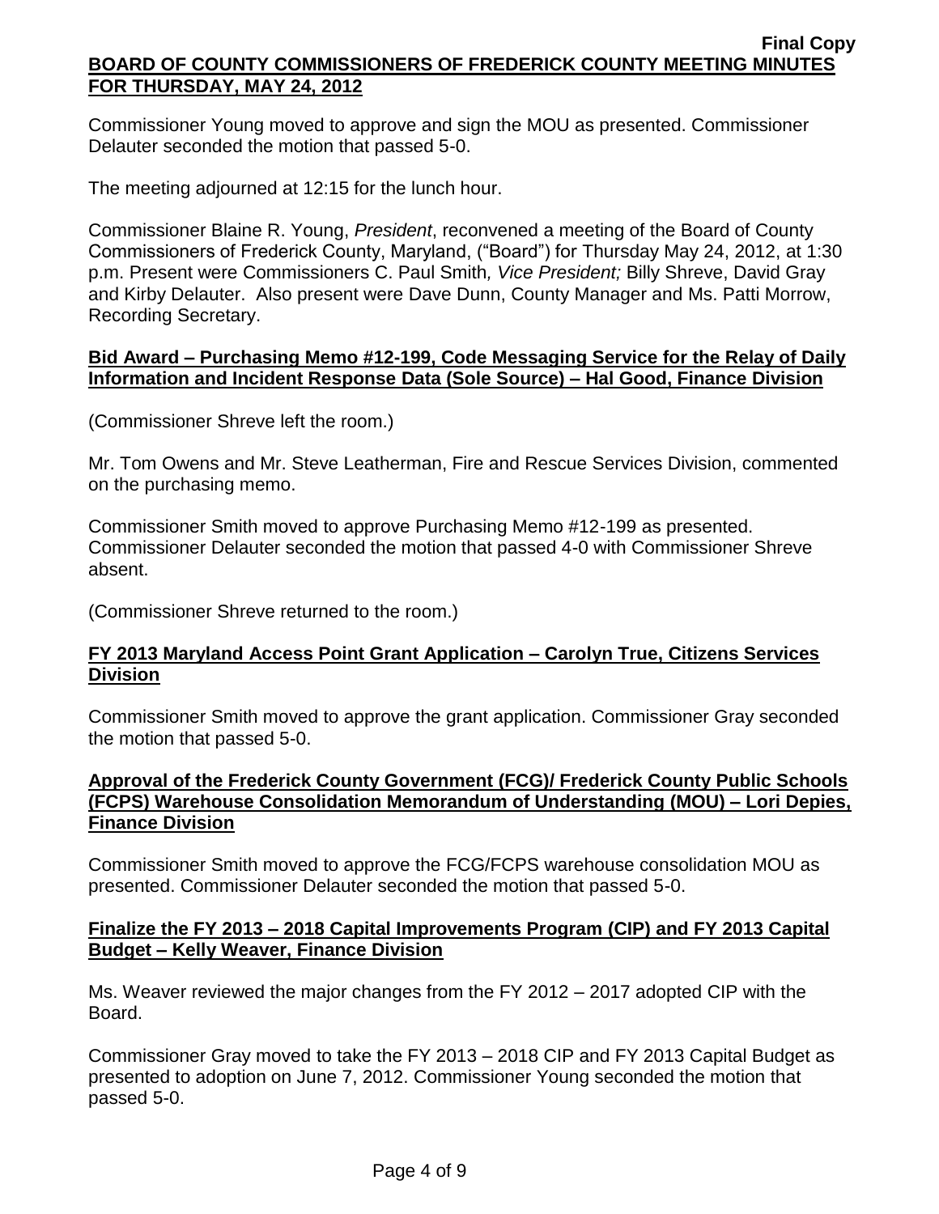Commissioner Young moved to approve and sign the MOU as presented. Commissioner Delauter seconded the motion that passed 5-0.

The meeting adjourned at 12:15 for the lunch hour.

Commissioner Blaine R. Young, *President*, reconvened a meeting of the Board of County Commissioners of Frederick County, Maryland, ("Board") for Thursday May 24, 2012, at 1:30 p.m. Present were Commissioners C. Paul Smith*, Vice President;* Billy Shreve, David Gray and Kirby Delauter. Also present were Dave Dunn, County Manager and Ms. Patti Morrow, Recording Secretary.

**Bid Award – Purchasing Memo #12-199, Code Messaging Service for the Relay of Daily Information and Incident Response Data (Sole Source) – Hal Good, Finance Division**

(Commissioner Shreve left the room.)

Mr. Tom Owens and Mr. Steve Leatherman, Fire and Rescue Services Division, commented on the purchasing memo.

Commissioner Smith moved to approve Purchasing Memo #12-199 as presented. Commissioner Delauter seconded the motion that passed 4-0 with Commissioner Shreve absent.

(Commissioner Shreve returned to the room.)

**FY 2013 Maryland Access Point Grant Application – Carolyn True, Citizens Services Division**

Commissioner Smith moved to approve the grant application. Commissioner Gray seconded the motion that passed 5-0.

**Approval of the Frederick County Government (FCG)/ Frederick County Public Schools (FCPS) Warehouse Consolidation Memorandum of Understanding (MOU) – Lori Depies, Finance Division**

Commissioner Smith moved to approve the FCG/FCPS warehouse consolidation MOU as presented. Commissioner Delauter seconded the motion that passed 5-0.

**Finalize the FY 2013 – 2018 Capital Improvements Program (CIP) and FY 2013 Capital Budget – Kelly Weaver, Finance Division**

Ms. Weaver reviewed the major changes from the FY 2012 – 2017 adopted CIP with the Board.

Commissioner Gray moved to take the FY 2013 – 2018 CIP and FY 2013 Capital Budget as presented to adoption on June 7, 2012. Commissioner Young seconded the motion that passed 5-0.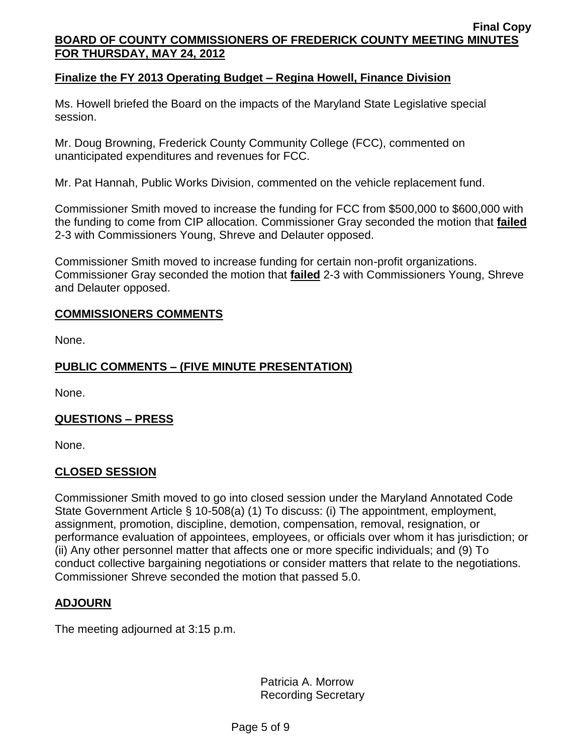## Finalize the FY 2013 Operating Budget – Regina Howell, Finance Division

Ms. Howell briefed the Board on the impacts of the Maryland State Legislative special session.

Mr. Doug Browning, Frederick County Community College (FCC), commented on unanticipated expenditures and revenues for FCC.

Mr. Pat Hannah, Public Works Division, commented on the vehicle replacement fund.

Commissioner Smith moved to increase the funding for FCC from $500,000 to $600,000 with the funding to come from CIP allocation. Commissioner Gray seconded the motion that **failed** 2-3 with Commissioners Young, Shreve and Delauter opposed.

Commissioner Smith moved to increase funding for certain non-profit organizations. Commissioner Gray seconded the motion that **failed** 2-3 with Commissioners Young, Shreve and Delauter opposed.

## COMMISSIONERS COMMENTS

None.

## PUBLIC COMMENTS – (FIVE MINUTE PRESENTATION)

None.

## QUESTIONS – PRESS

None.

## CLOSED SESSION

Commissioner Smith moved to go into closed session under the Maryland Annotated Code State Government Article § 10-508(a) (1) To discuss: (i) The appointment, employment, assignment, promotion, discipline, demotion, compensation, removal, resignation, or performance evaluation of appointees, employees, or officials over whom it has jurisdiction; or (ii) Any other personnel matter that affects one or more specific individuals; and (9) To conduct collective bargaining negotiations or consider matters that relate to the negotiations. Commissioner Shreve seconded the motion that passed 5.0.

## ADJOURN

The meeting adjourned at 3:15 p.m.

Patricia A. Morrow
Recording Secretary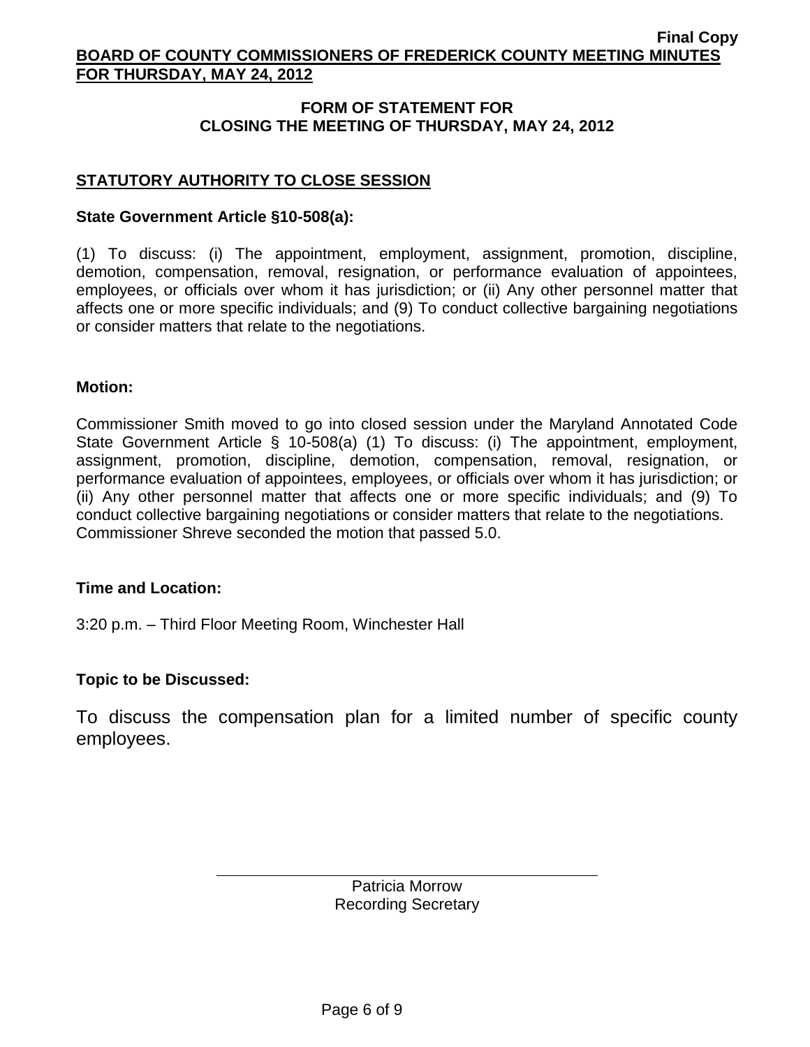## FORM OF STATEMENT FOR CLOSING THE MEETING OF THURSDAY, MAY 24, 2012

### STATUTORY AUTHORITY TO CLOSE SESSION

**State Government Article §10-508(a):**

(1) To discuss: (i) The appointment, employment, assignment, promotion, discipline, demotion, compensation, removal, resignation, or performance evaluation of appointees, employees, or officials over whom it has jurisdiction; or (ii) Any other personnel matter that affects one or more specific individuals; and (9) To conduct collective bargaining negotiations or consider matters that relate to the negotiations.

**Motion:**

Commissioner Smith moved to go into closed session under the Maryland Annotated Code State Government Article § 10-508(a) (1) To discuss: (i) The appointment, employment, assignment, promotion, discipline, demotion, compensation, removal, resignation, or performance evaluation of appointees, employees, or officials over whom it has jurisdiction; or (ii) Any other personnel matter that affects one or more specific individuals; and (9) To conduct collective bargaining negotiations or consider matters that relate to the negotiations. Commissioner Shreve seconded the motion that passed 5.0.

**Time and Location:**

3:20 p.m. – Third Floor Meeting Room, Winchester Hall

**Topic to be Discussed:**

To discuss the compensation plan for a limited number of specific county employees.

Patricia Morrow
Recording Secretary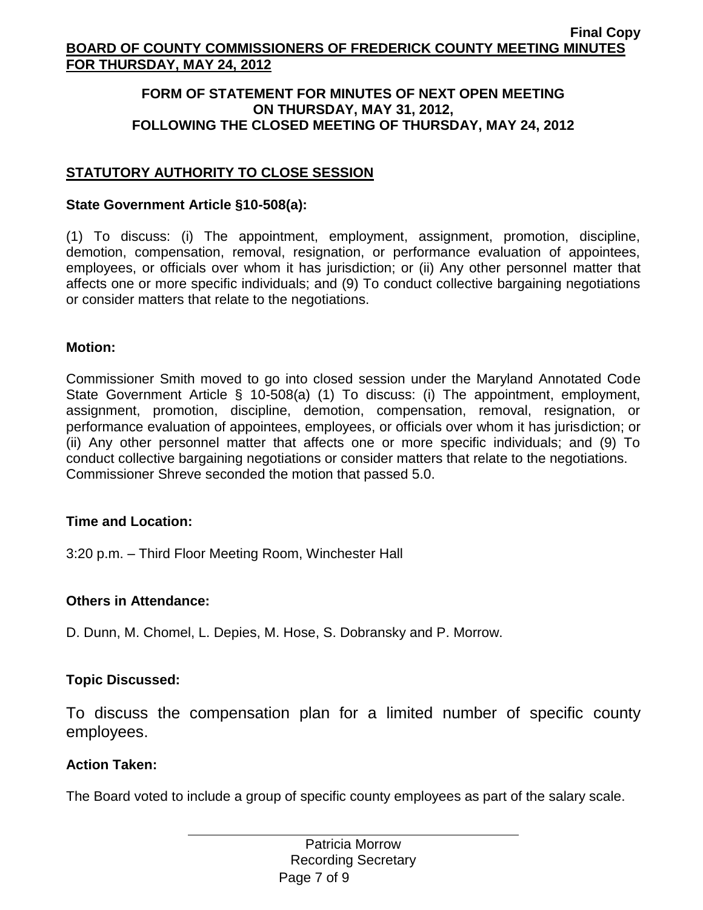**FORM OF STATEMENT FOR MINUTES OF NEXT OPEN MEETING ON THURSDAY, MAY 31, 2012, FOLLOWING THE CLOSED MEETING OF THURSDAY, MAY 24, 2012**

## STATUTORY AUTHORITY TO CLOSE SESSION

**State Government Article §10-508(a):**

(1) To discuss: (i) The appointment, employment, assignment, promotion, discipline, demotion, compensation, removal, resignation, or performance evaluation of appointees, employees, or officials over whom it has jurisdiction; or (ii) Any other personnel matter that affects one or more specific individuals; and (9) To conduct collective bargaining negotiations or consider matters that relate to the negotiations.

**Motion:**

Commissioner Smith moved to go into closed session under the Maryland Annotated Code State Government Article § 10-508(a) (1) To discuss: (i) The appointment, employment, assignment, promotion, discipline, demotion, compensation, removal, resignation, or performance evaluation of appointees, employees, or officials over whom it has jurisdiction; or (ii) Any other personnel matter that affects one or more specific individuals; and (9) To conduct collective bargaining negotiations or consider matters that relate to the negotiations. Commissioner Shreve seconded the motion that passed 5.0.

**Time and Location:**

3:20 p.m. – Third Floor Meeting Room, Winchester Hall

**Others in Attendance:**

D. Dunn, M. Chomel, L. Depies, M. Hose, S. Dobransky and P. Morrow.

**Topic Discussed:**

To discuss the compensation plan for a limited number of specific county employees.

**Action Taken:**

The Board voted to include a group of specific county employees as part of the salary scale.

Patricia Morrow
Recording Secretary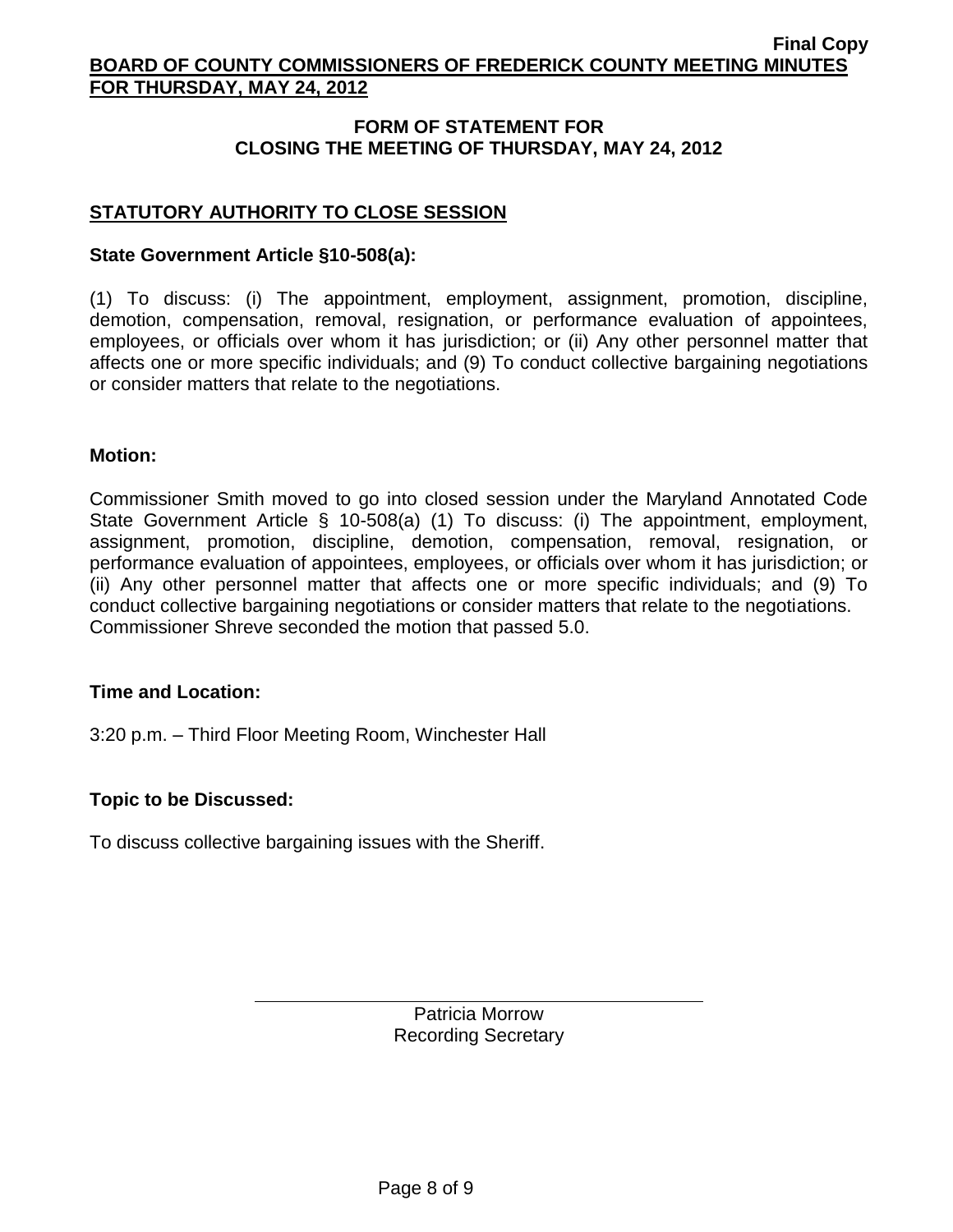## FORM OF STATEMENT FOR CLOSING THE MEETING OF THURSDAY, MAY 24, 2012

### STATUTORY AUTHORITY TO CLOSE SESSION

**State Government Article §10-508(a):**

(1) To discuss: (i) The appointment, employment, assignment, promotion, discipline, demotion, compensation, removal, resignation, or performance evaluation of appointees, employees, or officials over whom it has jurisdiction; or (ii) Any other personnel matter that affects one or more specific individuals; and (9) To conduct collective bargaining negotiations or consider matters that relate to the negotiations.

**Motion:**

Commissioner Smith moved to go into closed session under the Maryland Annotated Code State Government Article § 10-508(a) (1) To discuss: (i) The appointment, employment, assignment, promotion, discipline, demotion, compensation, removal, resignation, or performance evaluation of appointees, employees, or officials over whom it has jurisdiction; or (ii) Any other personnel matter that affects one or more specific individuals; and (9) To conduct collective bargaining negotiations or consider matters that relate to the negotiations. Commissioner Shreve seconded the motion that passed 5.0.

**Time and Location:**

3:20 p.m. – Third Floor Meeting Room, Winchester Hall

**Topic to be Discussed:**

To discuss collective bargaining issues with the Sheriff.

Patricia Morrow
Recording Secretary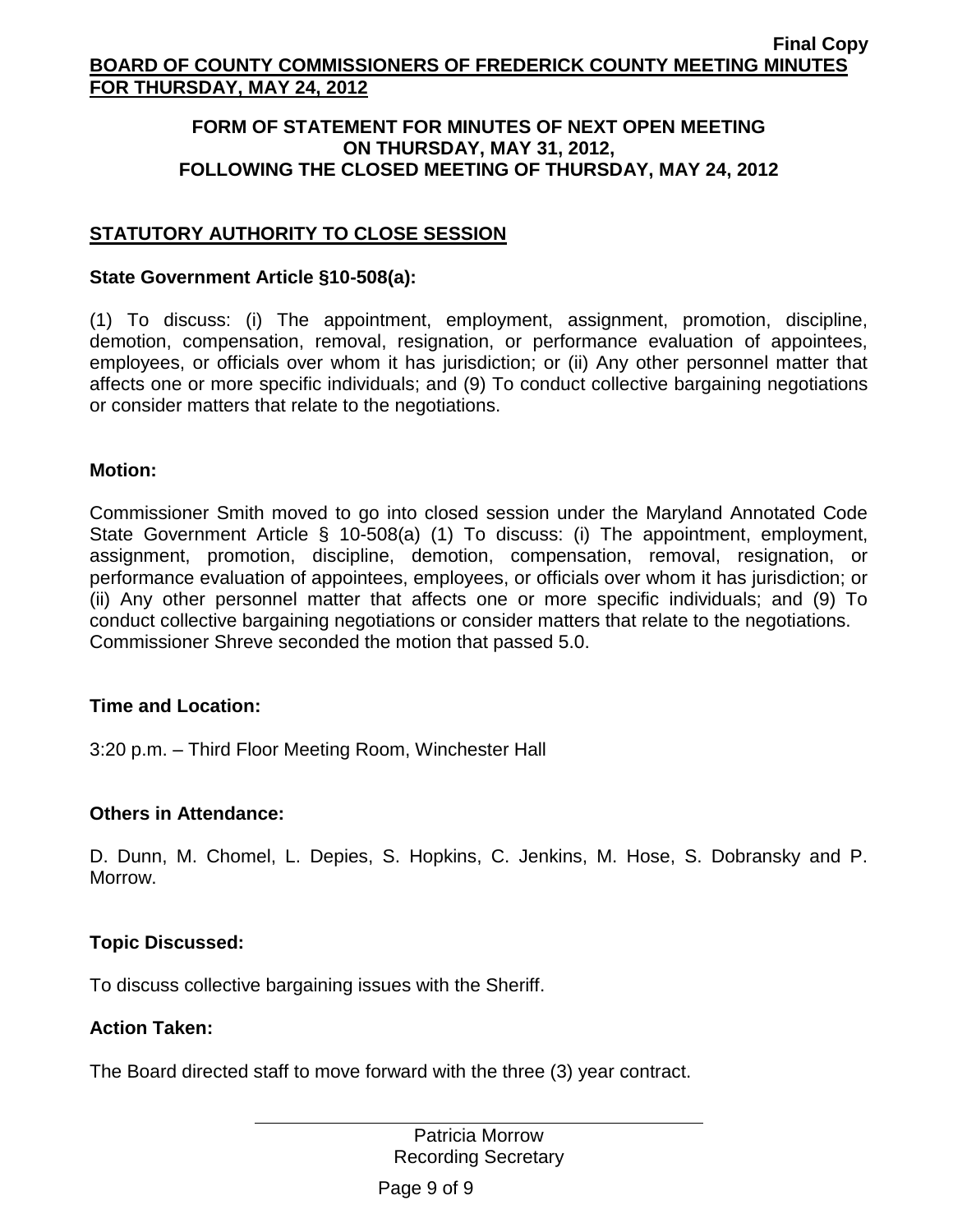**FORM OF STATEMENT FOR MINUTES OF NEXT OPEN MEETING ON THURSDAY, MAY 31, 2012, FOLLOWING THE CLOSED MEETING OF THURSDAY, MAY 24, 2012**

## STATUTORY AUTHORITY TO CLOSE SESSION

**State Government Article §10-508(a):**

(1) To discuss: (i) The appointment, employment, assignment, promotion, discipline, demotion, compensation, removal, resignation, or performance evaluation of appointees, employees, or officials over whom it has jurisdiction; or (ii) Any other personnel matter that affects one or more specific individuals; and (9) To conduct collective bargaining negotiations or consider matters that relate to the negotiations.

**Motion:**

Commissioner Smith moved to go into closed session under the Maryland Annotated Code State Government Article § 10-508(a) (1) To discuss: (i) The appointment, employment, assignment, promotion, discipline, demotion, compensation, removal, resignation, or performance evaluation of appointees, employees, or officials over whom it has jurisdiction; or (ii) Any other personnel matter that affects one or more specific individuals; and (9) To conduct collective bargaining negotiations or consider matters that relate to the negotiations. Commissioner Shreve seconded the motion that passed 5.0.

**Time and Location:**

3:20 p.m. – Third Floor Meeting Room, Winchester Hall

**Others in Attendance:**

D. Dunn, M. Chomel, L. Depies, S. Hopkins, C. Jenkins, M. Hose, S. Dobransky and P. Morrow.

**Topic Discussed:**

To discuss collective bargaining issues with the Sheriff.

**Action Taken:**

The Board directed staff to move forward with the three (3) year contract.

Patricia Morrow
Recording Secretary